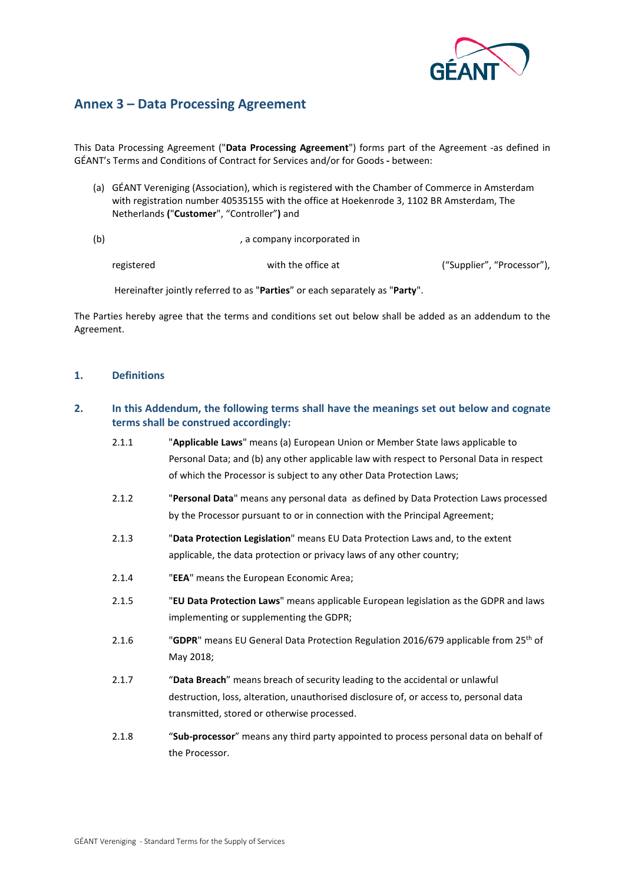## Annex 3 – Data Processing Agreement

This Data Processing Agreement ("**Data Processing Agreement**") forms part of the Agreement -as defined in GÉANT's Terms and Conditions of Contract for Services and/or for Goods **-** between:

(a) GÉANT Vereniging (Association), which is registered with the Chamber of Commerce in Amsterdam with registration number 40535155 with the office at Hoekenrode 3, 1102 BR Amsterdam, The Netherlands **(**"**Customer**", "Controller"**)** and

(b) , a company incorporated in

registered with the office at ("Supplier", "Processor"),

Hereinafter jointly referred to as "**Parties**" or each separately as "**Party**".

The Parties hereby agree that the terms and conditions set out below shall be added as an addendum to the Agreement.

### 1. Definitions

### 2. In this Addendum, the following terms shall have the meanings set out below and cognate terms shall be construed accordingly:

2.1.1 "**Applicable Laws**" means (a) European Union or Member State laws applicable to Personal Data; and (b) any other applicable law with respect to Personal Data in respect of which the Processor is subject to any other Data Protection Laws;

2.1.2 "**Personal Data**" means any personal data as defined by Data Protection Laws processed by the Processor pursuant to or in connection with the Principal Agreement;

2.1.3 "**Data Protection Legislation**" means EU Data Protection Laws and, to the extent applicable, the data protection or privacy laws of any other country;

2.1.4 "**EEA**" means the European Economic Area;

2.1.5 "**EU Data Protection Laws**" means applicable European legislation as the GDPR and laws implementing or supplementing the GDPR;

2.1.6 "**GDPR**" means EU General Data Protection Regulation 2016/679 applicable from 25th of May 2018;

2.1.7 "**Data Breach**" means breach of security leading to the accidental or unlawful destruction, loss, alteration, unauthorised disclosure of, or access to, personal data transmitted, stored or otherwise processed.

2.1.8 "**Sub-processor**" means any third party appointed to process personal data on behalf of the Processor.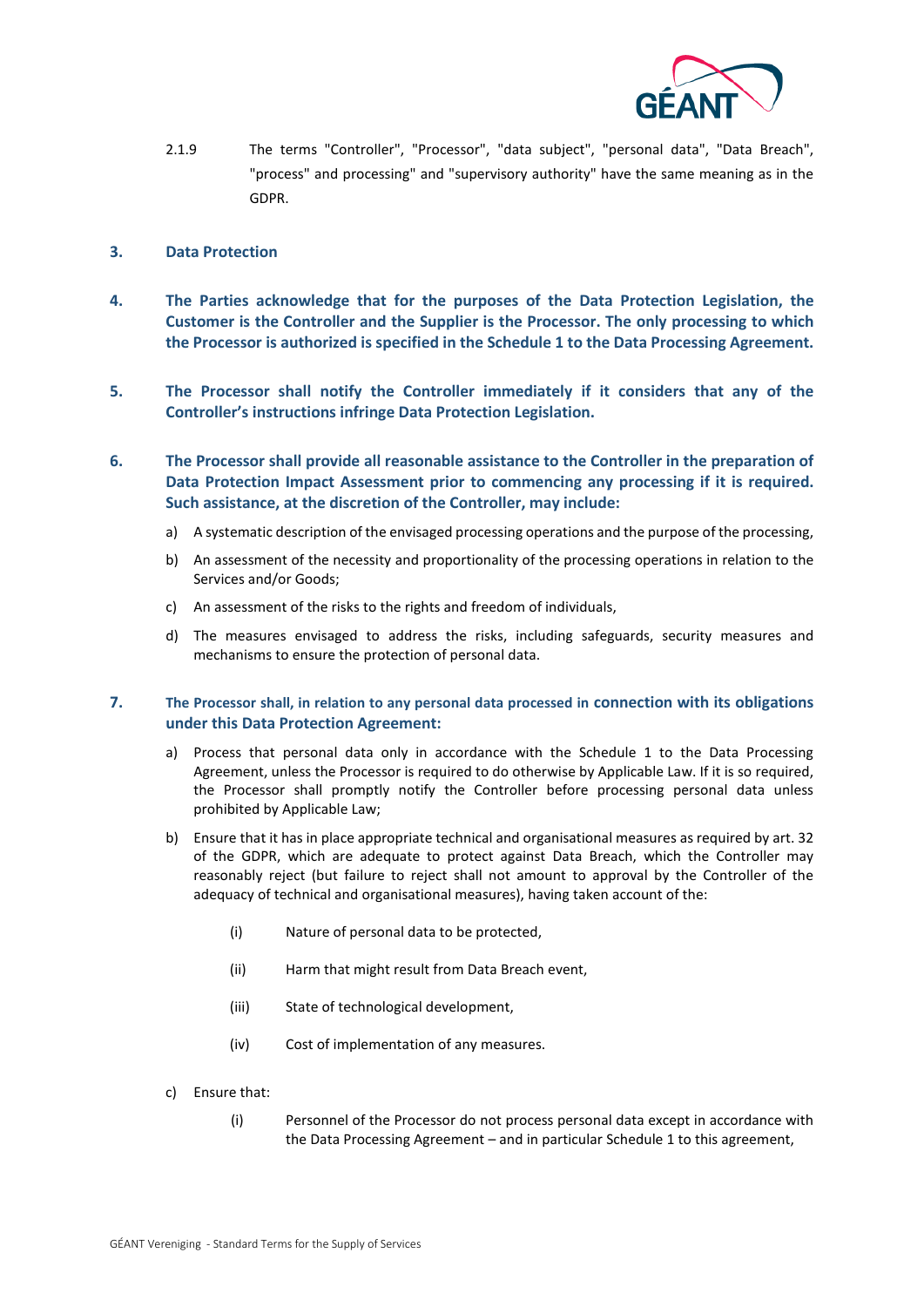2.1.9 The terms "Controller", "Processor", "data subject", "personal data", "Data Breach", "process" and processing" and "supervisory authority" have the same meaning as in the GDPR.

## 3. Data Protection

**4. The Parties acknowledge that for the purposes of the Data Protection Legislation, the Customer is the Controller and the Supplier is the Processor. The only processing to which the Processor is authorized is specified in the Schedule 1 to the Data Processing Agreement.**

**5. The Processor shall notify the Controller immediately if it considers that any of the Controller's instructions infringe Data Protection Legislation.**

**6. The Processor shall provide all reasonable assistance to the Controller in the preparation of Data Protection Impact Assessment prior to commencing any processing if it is required. Such assistance, at the discretion of the Controller, may include:**

a) A systematic description of the envisaged processing operations and the purpose of the processing,

b) An assessment of the necessity and proportionality of the processing operations in relation to the Services and/or Goods;

c) An assessment of the risks to the rights and freedom of individuals,

d) The measures envisaged to address the risks, including safeguards, security measures and mechanisms to ensure the protection of personal data.

**7. The Processor shall, in relation to any personal data processed in connection with its obligations under this Data Protection Agreement:**

a) Process that personal data only in accordance with the Schedule 1 to the Data Processing Agreement, unless the Processor is required to do otherwise by Applicable Law. If it is so required, the Processor shall promptly notify the Controller before processing personal data unless prohibited by Applicable Law;

b) Ensure that it has in place appropriate technical and organisational measures as required by art. 32 of the GDPR, which are adequate to protect against Data Breach, which the Controller may reasonably reject (but failure to reject shall not amount to approval by the Controller of the adequacy of technical and organisational measures), having taken account of the:

(i) Nature of personal data to be protected,

(ii) Harm that might result from Data Breach event,

(iii) State of technological development,

(iv) Cost of implementation of any measures.

c) Ensure that:

(i) Personnel of the Processor do not process personal data except in accordance with the Data Processing Agreement – and in particular Schedule 1 to this agreement,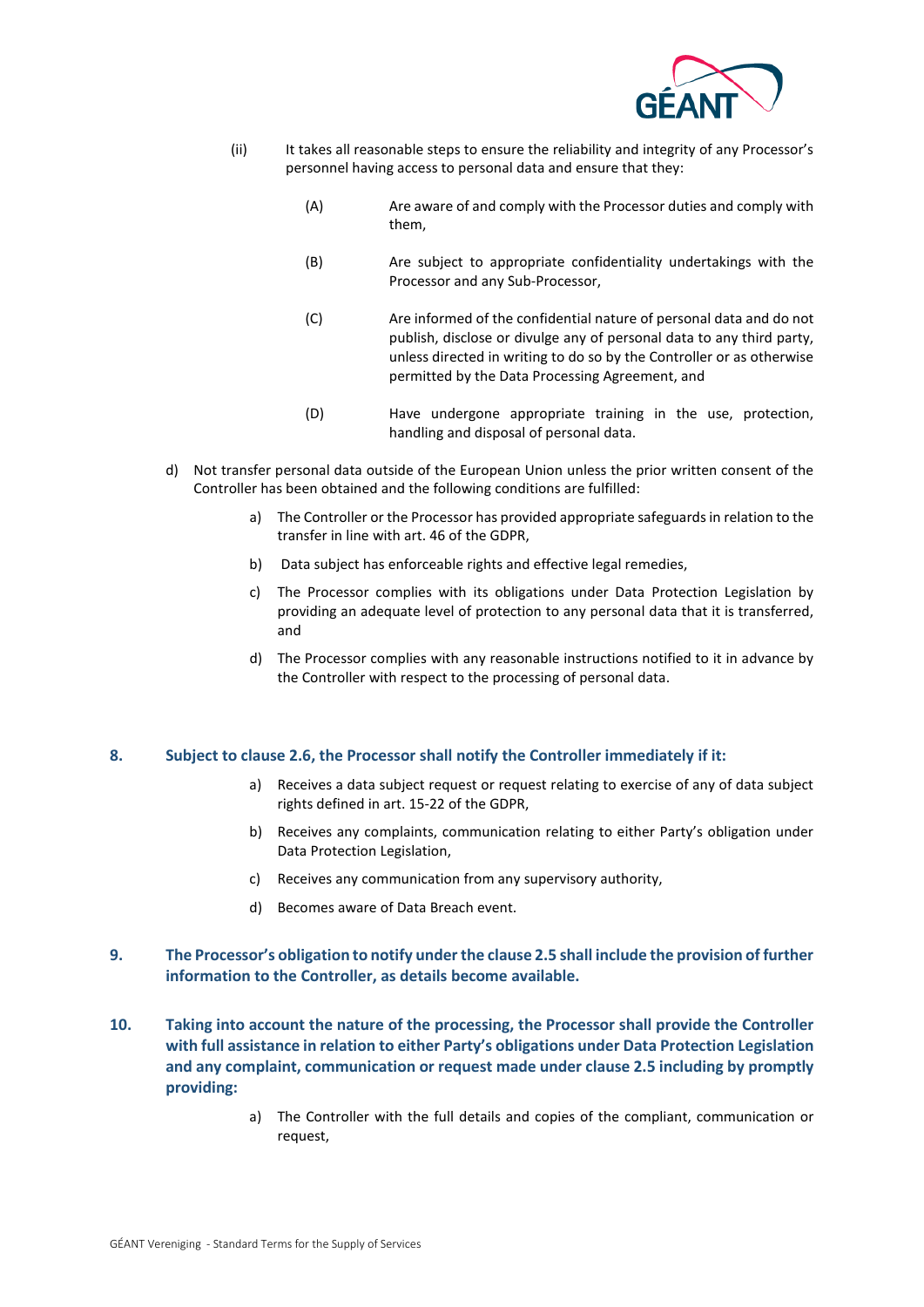(ii) It takes all reasonable steps to ensure the reliability and integrity of any Processor's personnel having access to personal data and ensure that they:

(A) Are aware of and comply with the Processor duties and comply with them,

(B) Are subject to appropriate confidentiality undertakings with the Processor and any Sub-Processor,

(C) Are informed of the confidential nature of personal data and do not publish, disclose or divulge any of personal data to any third party, unless directed in writing to do so by the Controller or as otherwise permitted by the Data Processing Agreement, and

(D) Have undergone appropriate training in the use, protection, handling and disposal of personal data.

d) Not transfer personal data outside of the European Union unless the prior written consent of the Controller has been obtained and the following conditions are fulfilled:

a) The Controller or the Processor has provided appropriate safeguards in relation to the transfer in line with art. 46 of the GDPR,

b) Data subject has enforceable rights and effective legal remedies,

c) The Processor complies with its obligations under Data Protection Legislation by providing an adequate level of protection to any personal data that it is transferred, and

d) The Processor complies with any reasonable instructions notified to it in advance by the Controller with respect to the processing of personal data.

## 8. Subject to clause 2.6, the Processor shall notify the Controller immediately if it:

a) Receives a data subject request or request relating to exercise of any of data subject rights defined in art. 15-22 of the GDPR,

b) Receives any complaints, communication relating to either Party's obligation under Data Protection Legislation,

c) Receives any communication from any supervisory authority,

d) Becomes aware of Data Breach event.

## 9. The Processor's obligation to notify under the clause 2.5 shall include the provision of further information to the Controller, as details become available.

## 10. Taking into account the nature of the processing, the Processor shall provide the Controller with full assistance in relation to either Party's obligations under Data Protection Legislation and any complaint, communication or request made under clause 2.5 including by promptly providing:

a) The Controller with the full details and copies of the compliant, communication or request,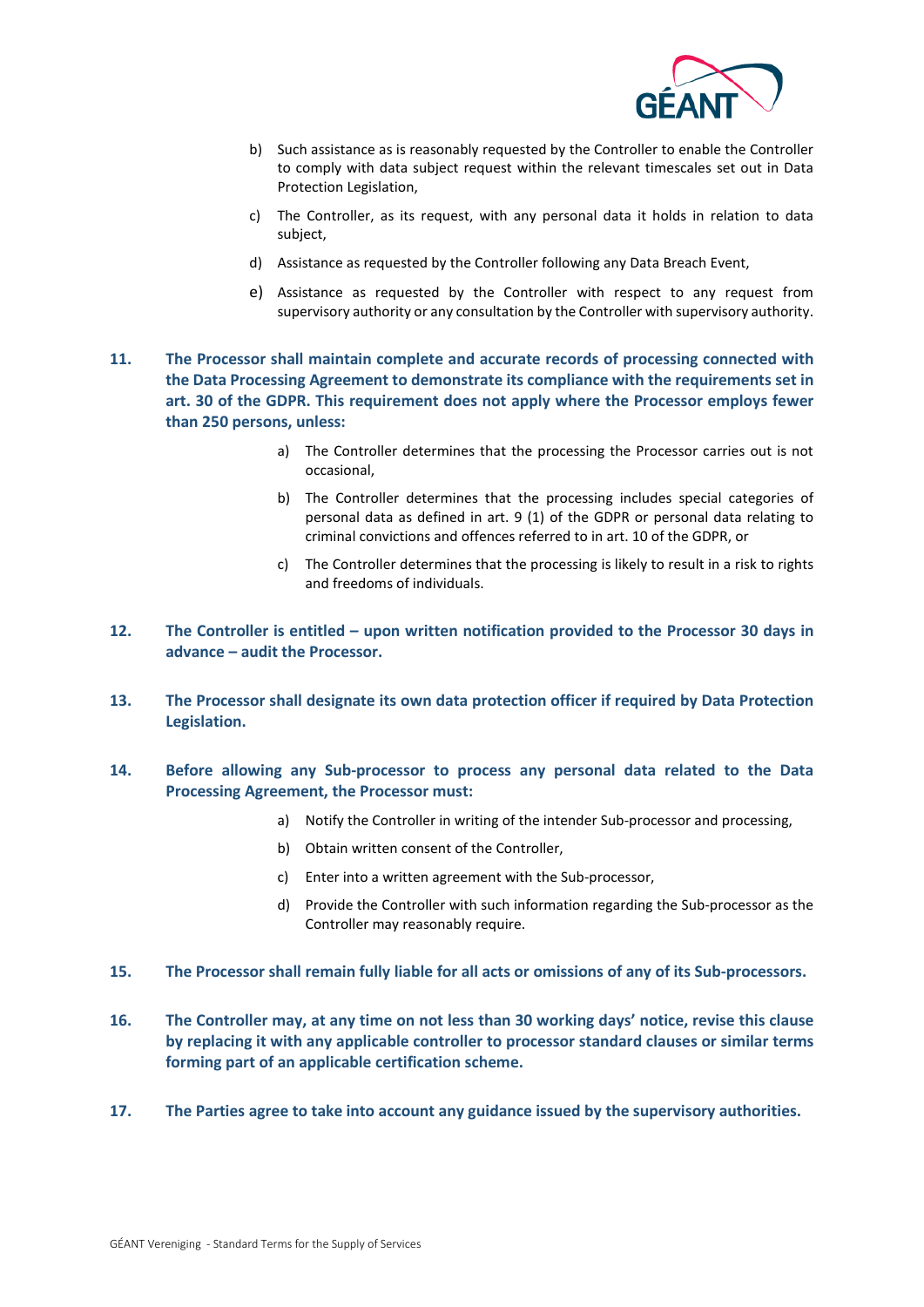b) Such assistance as is reasonably requested by the Controller to enable the Controller to comply with data subject request within the relevant timescales set out in Data Protection Legislation,

c) The Controller, as its request, with any personal data it holds in relation to data subject,

d) Assistance as requested by the Controller following any Data Breach Event,

e) Assistance as requested by the Controller with respect to any request from supervisory authority or any consultation by the Controller with supervisory authority.

**11. The Processor shall maintain complete and accurate records of processing connected with the Data Processing Agreement to demonstrate its compliance with the requirements set in art. 30 of the GDPR. This requirement does not apply where the Processor employs fewer than 250 persons, unless:**

a) The Controller determines that the processing the Processor carries out is not occasional,

b) The Controller determines that the processing includes special categories of personal data as defined in art. 9 (1) of the GDPR or personal data relating to criminal convictions and offences referred to in art. 10 of the GDPR, or

c) The Controller determines that the processing is likely to result in a risk to rights and freedoms of individuals.

**12. The Controller is entitled – upon written notification provided to the Processor 30 days in advance – audit the Processor.**

**13. The Processor shall designate its own data protection officer if required by Data Protection Legislation.**

**14. Before allowing any Sub-processor to process any personal data related to the Data Processing Agreement, the Processor must:**

a) Notify the Controller in writing of the intender Sub-processor and processing,

b) Obtain written consent of the Controller,

c) Enter into a written agreement with the Sub-processor,

d) Provide the Controller with such information regarding the Sub-processor as the Controller may reasonably require.

**15. The Processor shall remain fully liable for all acts or omissions of any of its Sub-processors.**

**16. The Controller may, at any time on not less than 30 working days' notice, revise this clause by replacing it with any applicable controller to processor standard clauses or similar terms forming part of an applicable certification scheme.**

**17. The Parties agree to take into account any guidance issued by the supervisory authorities.**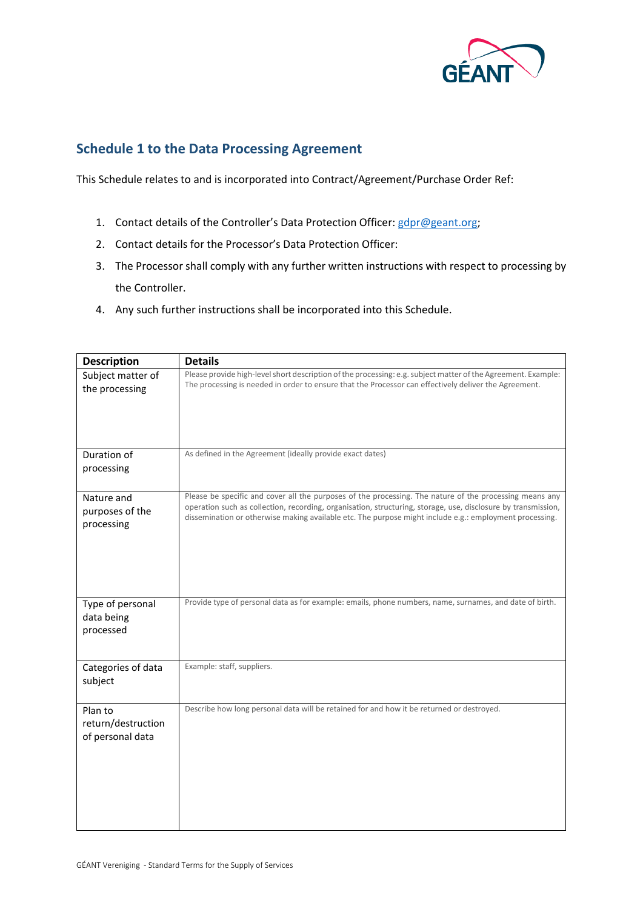## Schedule 1 to the Data Processing Agreement

This Schedule relates to and is incorporated into Contract/Agreement/Purchase Order Ref:

1. Contact details of the Controller's Data Protection Officer: gdpr@geant.org;
2. Contact details for the Processor's Data Protection Officer:
3. The Processor shall comply with any further written instructions with respect to processing by the Controller.
4. Any such further instructions shall be incorporated into this Schedule.

| Description | Details |
| --- | --- |
| Subject matter of the processing | Please provide high-level short description of the processing: e.g. subject matter of the Agreement. Example: The processing is needed in order to ensure that the Processor can effectively deliver the Agreement. |
| Duration of processing | As defined in the Agreement (ideally provide exact dates) |
| Nature and purposes of the processing | Please be specific and cover all the purposes of the processing. The nature of the processing means any operation such as collection, recording, organisation, structuring, storage, use, disclosure by transmission, dissemination or otherwise making available etc. The purpose might include e.g.: employment processing. |
| Type of personal data being processed | Provide type of personal data as for example: emails, phone numbers, name, surnames, and date of birth. |
| Categories of data subject | Example: staff, suppliers. |
| Plan to return/destruction of personal data | Describe how long personal data will be retained for and how it be returned or destroyed. |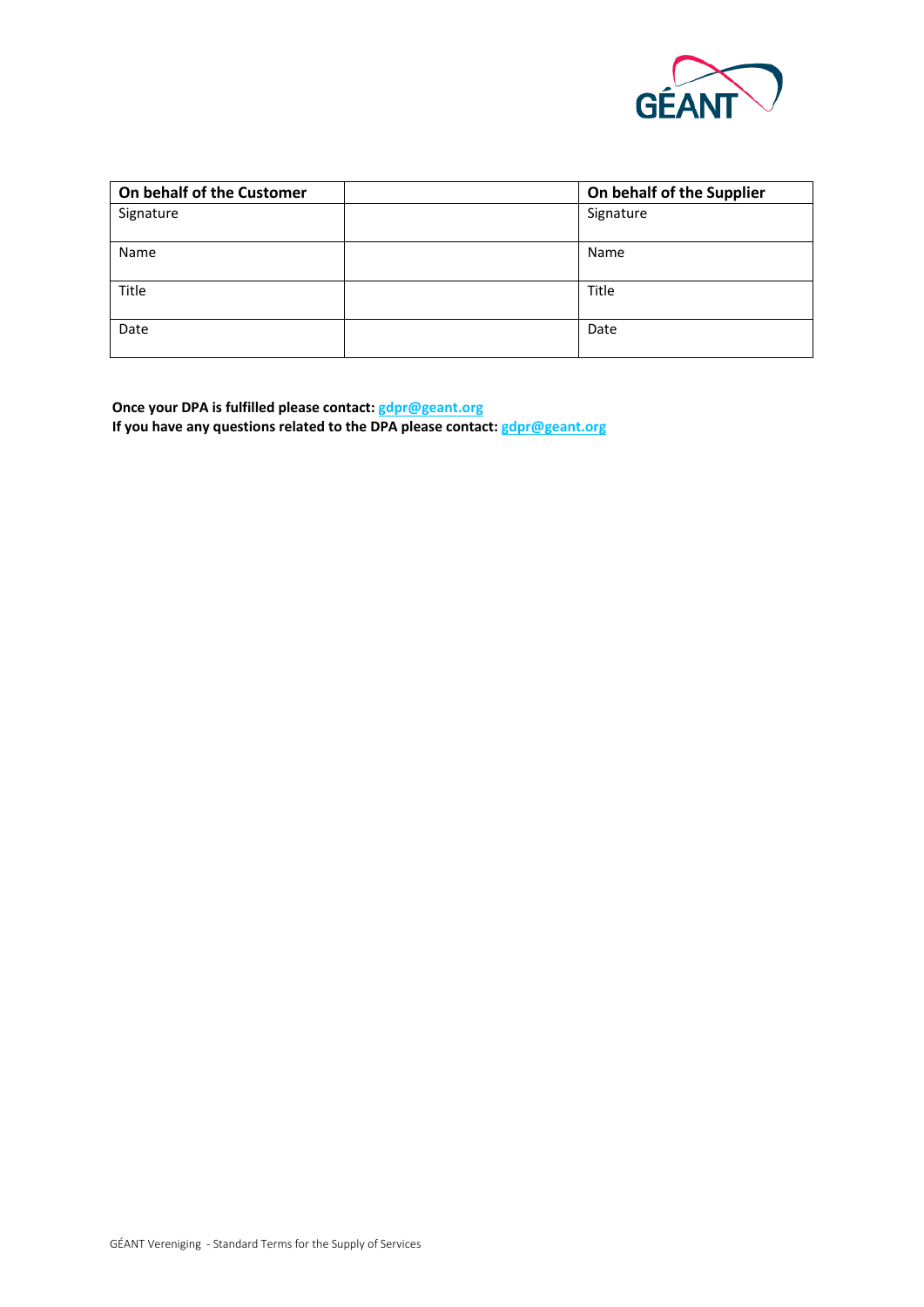| On behalf of the Customer | | On behalf of the Supplier |
| --- | --- | --- |
| Signature | | Signature |
| Name | | Name |
| Title | | Title |
| Date | | Date |

**Once your DPA is fulfilled please contact: gdpr@geant.org**
**If you have any questions related to the DPA please contact: gdpr@geant.org**